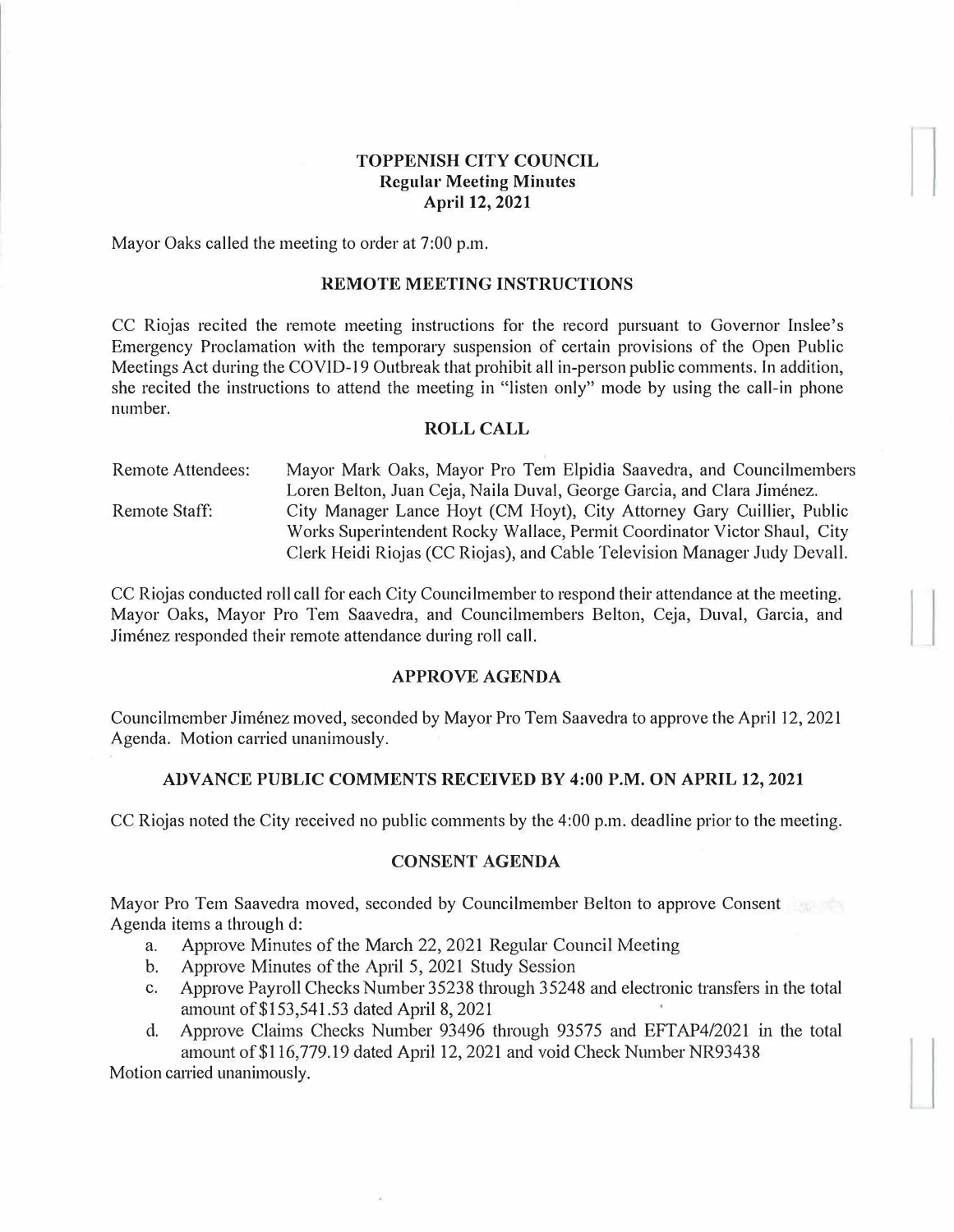# TOPPENISH CITY COUNCIL
## Regular Meeting Minutes
## April 12, 2021

Mayor Oaks called the meeting to order at 7:00 p.m.

## REMOTE MEETING INSTRUCTIONS

CC Riojas recited the remote meeting instructions for the record pursuant to Governor Inslee's Emergency Proclamation with the temporary suspension of certain provisions of the Open Public Meetings Act during the COVID-19 Outbreak that prohibit all in-person public comments. In addition, she recited the instructions to attend the meeting in "listen only" mode by using the call-in phone number.

## ROLL CALL

Remote Attendees: Mayor Mark Oaks, Mayor Pro Tem Elpidia Saavedra, and Councilmembers Loren Belton, Juan Ceja, Naila Duval, George Garcia, and Clara Jiménez.

Remote Staff: City Manager Lance Hoyt (CM Hoyt), City Attorney Gary Cuillier, Public Works Superintendent Rocky Wallace, Permit Coordinator Victor Shaul, City Clerk Heidi Riojas (CC Riojas), and Cable Television Manager Judy Devall.

CC Riojas conducted roll call for each City Councilmember to respond their attendance at the meeting. Mayor Oaks, Mayor Pro Tem Saavedra, and Councilmembers Belton, Ceja, Duval, Garcia, and Jiménez responded their remote attendance during roll call.

## APPROVE AGENDA

Councilmember Jiménez moved, seconded by Mayor Pro Tem Saavedra to approve the April 12, 2021 Agenda. Motion carried unanimously.

## ADVANCE PUBLIC COMMENTS RECEIVED BY 4:00 P.M. ON APRIL 12, 2021

CC Riojas noted the City received no public comments by the 4:00 p.m. deadline prior to the meeting.

## CONSENT AGENDA

Mayor Pro Tem Saavedra moved, seconded by Councilmember Belton to approve Consent Agenda items a through d:

a. Approve Minutes of the March 22, 2021 Regular Council Meeting
b. Approve Minutes of the April 5, 2021 Study Session
c. Approve Payroll Checks Number 35238 through 35248 and electronic transfers in the total amount of $153,541.53 dated April 8, 2021
d. Approve Claims Checks Number 93496 through 93575 and EFTAP4/2021 in the total amount of $116,779.19 dated April 12, 2021 and void Check Number NR93438

Motion carried unanimously.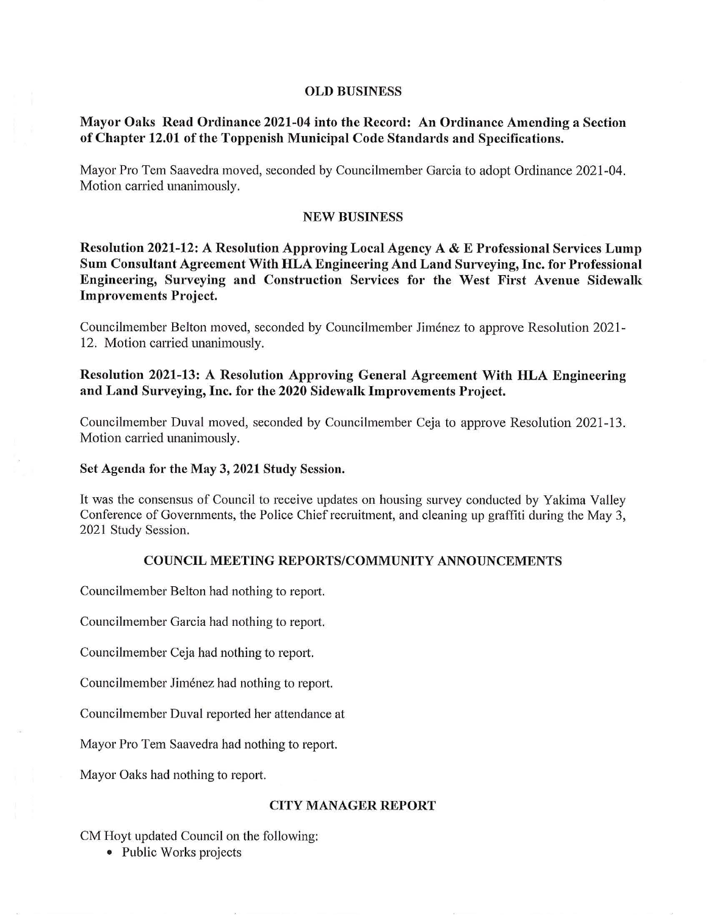## OLD BUSINESS

**Mayor Oaks Read Ordinance 2021-04 into the Record: An Ordinance Amending a Section of Chapter 12.01 of the Toppenish Municipal Code Standards and Specifications.**

Mayor Pro Tem Saavedra moved, seconded by Councilmember Garcia to adopt Ordinance 2021-04. Motion carried unanimously.

## NEW BUSINESS

**Resolution 2021-12: A Resolution Approving Local Agency A & E Professional Services Lump Sum Consultant Agreement With HLA Engineering And Land Surveying, Inc. for Professional Engineering, Surveying and Construction Services for the West First Avenue Sidewalk Improvements Project.**

Councilmember Belton moved, seconded by Councilmember Jiménez to approve Resolution 2021-12. Motion carried unanimously.

**Resolution 2021-13: A Resolution Approving General Agreement With HLA Engineering and Land Surveying, Inc. for the 2020 Sidewalk Improvements Project.**

Councilmember Duval moved, seconded by Councilmember Ceja to approve Resolution 2021-13. Motion carried unanimously.

**Set Agenda for the May 3, 2021 Study Session.**

It was the consensus of Council to receive updates on housing survey conducted by Yakima Valley Conference of Governments, the Police Chief recruitment, and cleaning up graffiti during the May 3, 2021 Study Session.

## COUNCIL MEETING REPORTS/COMMUNITY ANNOUNCEMENTS

Councilmember Belton had nothing to report.

Councilmember Garcia had nothing to report.

Councilmember Ceja had nothing to report.

Councilmember Jiménez had nothing to report.

Councilmember Duval reported her attendance at

Mayor Pro Tem Saavedra had nothing to report.

Mayor Oaks had nothing to report.

## CITY MANAGER REPORT

CM Hoyt updated Council on the following:

- Public Works projects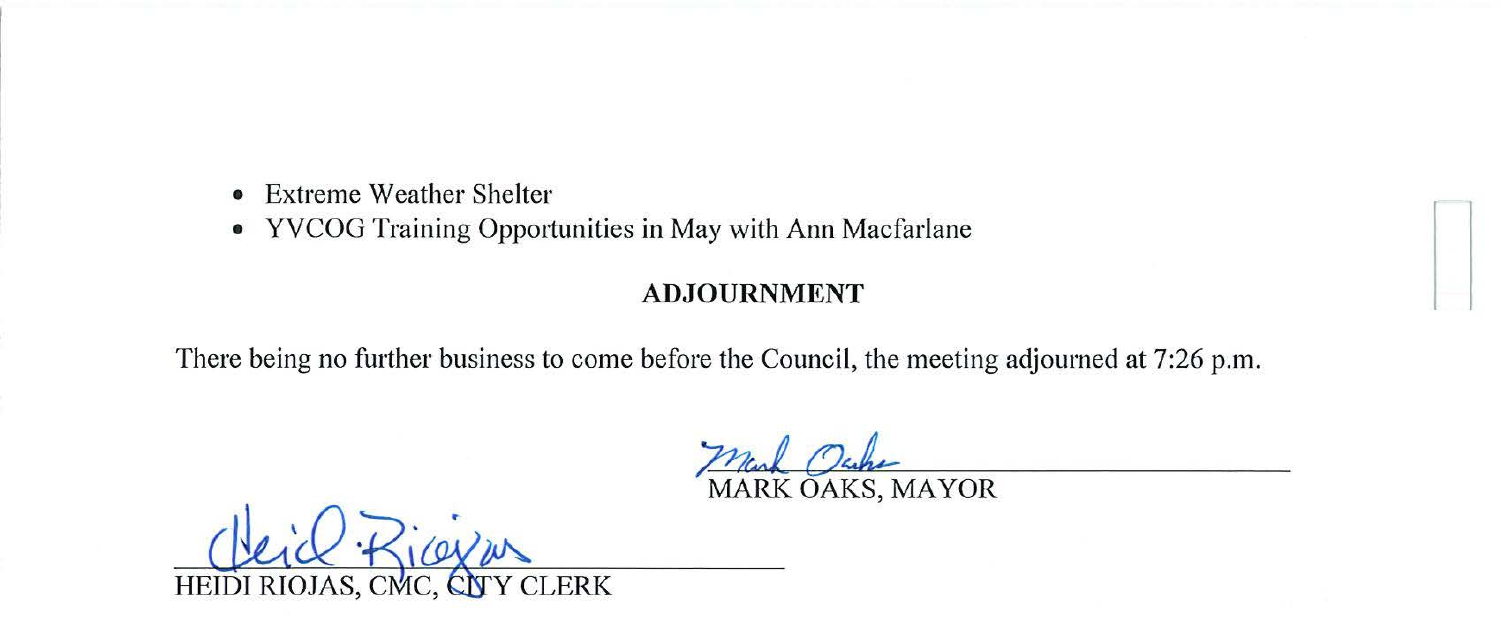- Extreme Weather Shelter
- YVCOG Training Opportunities in May with Ann Macfarlane

**ADJOURNMENT**

There being no further business to come before the Council, the meeting adjourned at 7:26 p.m.

MARK OAKS, MAYOR

HEIDI RIOJAS, CMC, CITY CLERK